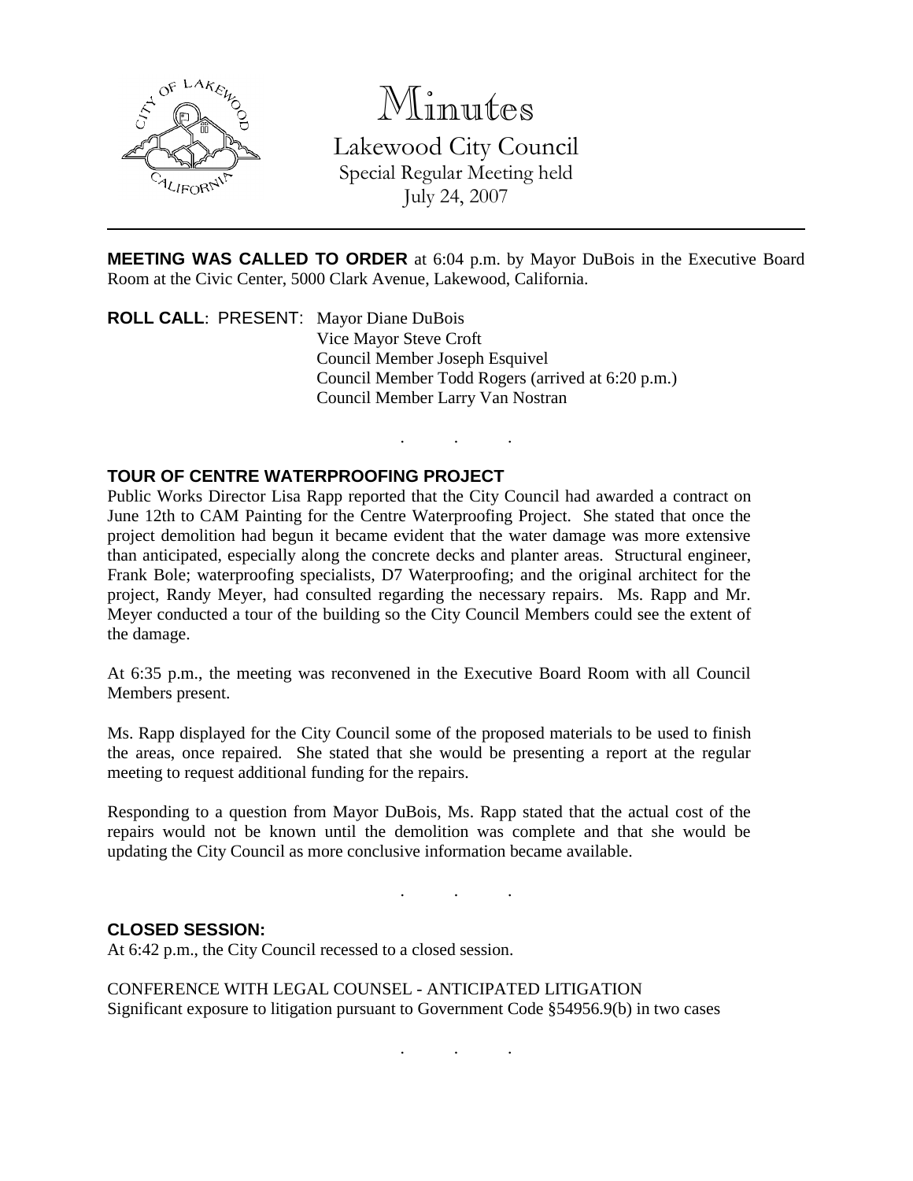# Minutes

Lakewood City Council
Special Regular Meeting held
July 24, 2007

---

**MEETING WAS CALLED TO ORDER** at 6:04 p.m. by Mayor DuBois in the Executive Board Room at the Civic Center, 5000 Clark Avenue, Lakewood, California.

**ROLL CALL**: PRESENT: Mayor Diane DuBois
Vice Mayor Steve Croft
Council Member Joseph Esquivel
Council Member Todd Rogers (arrived at 6:20 p.m.)
Council Member Larry Van Nostran

. . .

**TOUR OF CENTRE WATERPROOFING PROJECT**

Public Works Director Lisa Rapp reported that the City Council had awarded a contract on June 12th to CAM Painting for the Centre Waterproofing Project. She stated that once the project demolition had begun it became evident that the water damage was more extensive than anticipated, especially along the concrete decks and planter areas. Structural engineer, Frank Bole; waterproofing specialists, D7 Waterproofing; and the original architect for the project, Randy Meyer, had consulted regarding the necessary repairs. Ms. Rapp and Mr. Meyer conducted a tour of the building so the City Council Members could see the extent of the damage.

At 6:35 p.m., the meeting was reconvened in the Executive Board Room with all Council Members present.

Ms. Rapp displayed for the City Council some of the proposed materials to be used to finish the areas, once repaired. She stated that she would be presenting a report at the regular meeting to request additional funding for the repairs.

Responding to a question from Mayor DuBois, Ms. Rapp stated that the actual cost of the repairs would not be known until the demolition was complete and that she would be updating the City Council as more conclusive information became available.

. . .

**CLOSED SESSION:**

At 6:42 p.m., the City Council recessed to a closed session.

CONFERENCE WITH LEGAL COUNSEL - ANTICIPATED LITIGATION
Significant exposure to litigation pursuant to Government Code §54956.9(b) in two cases

. . .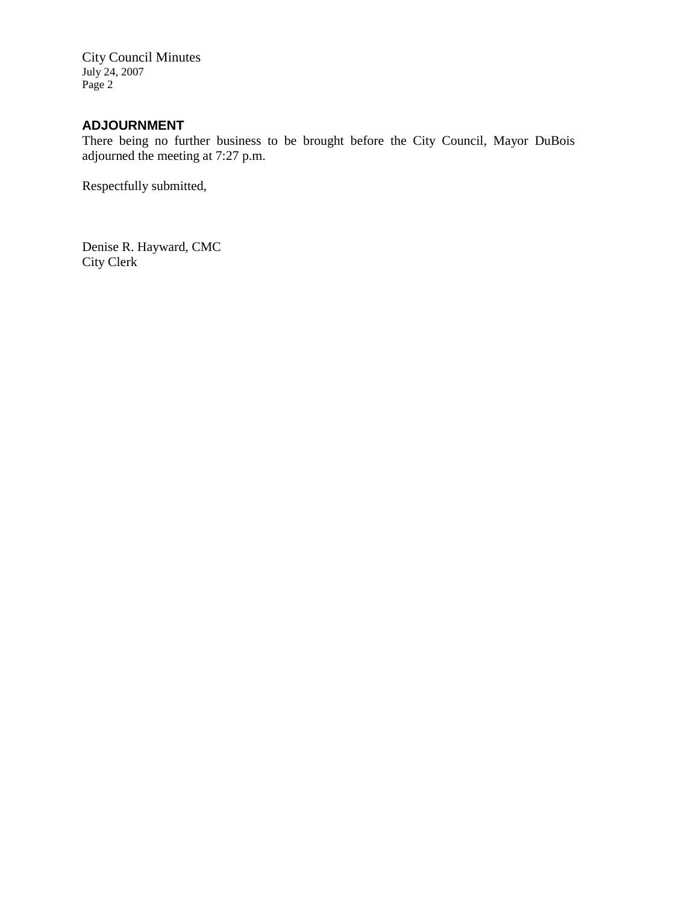## ADJOURNMENT

There being no further business to be brought before the City Council, Mayor DuBois adjourned the meeting at 7:27 p.m.

Respectfully submitted,

Denise R. Hayward, CMC
City Clerk